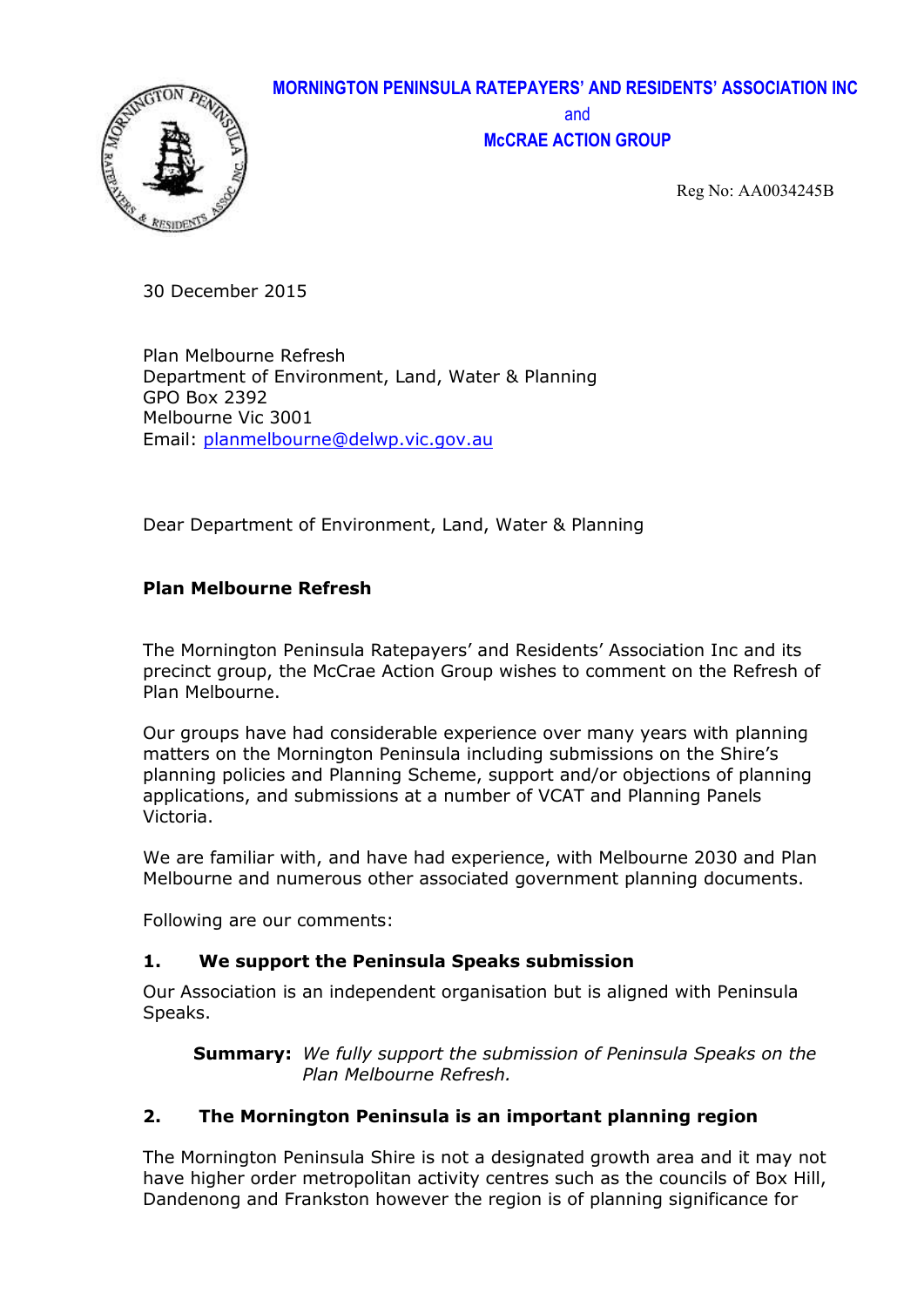**MORNINGTON PENINSULA RATEPAYERS' AND RESIDENTS' ASSOCIATION INC**
and
**McCRAE ACTION GROUP**

Reg No: AA0034245B

30 December 2015

Plan Melbourne Refresh
Department of Environment, Land, Water & Planning
GPO Box 2392
Melbourne Vic 3001
Email: planmelbourne@delwp.vic.gov.au

Dear Department of Environment, Land, Water & Planning

**Plan Melbourne Refresh**

The Mornington Peninsula Ratepayers' and Residents' Association Inc and its precinct group, the McCrae Action Group wishes to comment on the Refresh of Plan Melbourne.

Our groups have had considerable experience over many years with planning matters on the Mornington Peninsula including submissions on the Shire's planning policies and Planning Scheme, support and/or objections of planning applications, and submissions at a number of VCAT and Planning Panels Victoria.

We are familiar with, and have had experience, with Melbourne 2030 and Plan Melbourne and numerous other associated government planning documents.

Following are our comments:

### 1. We support the Peninsula Speaks submission

Our Association is an independent organisation but is aligned with Peninsula Speaks.

> **Summary:** *We fully support the submission of Peninsula Speaks on the Plan Melbourne Refresh.*

### 2. The Mornington Peninsula is an important planning region

The Mornington Peninsula Shire is not a designated growth area and it may not have higher order metropolitan activity centres such as the councils of Box Hill, Dandenong and Frankston however the region is of planning significance for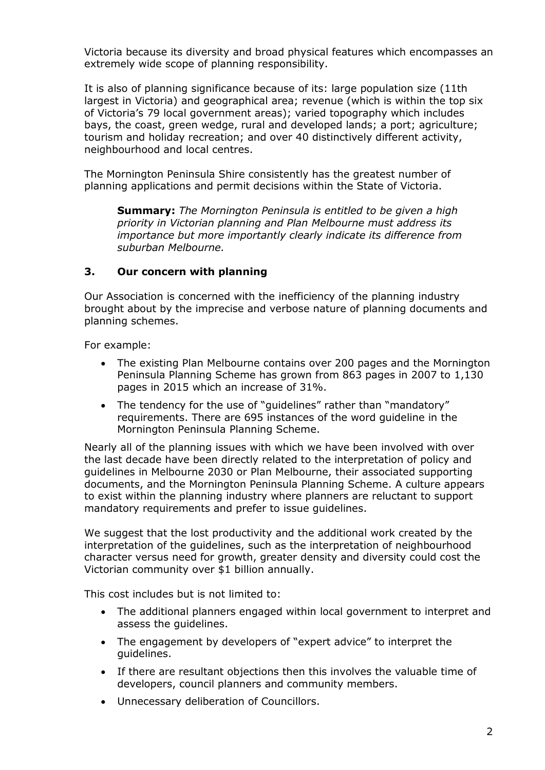Victoria because its diversity and broad physical features which encompasses an extremely wide scope of planning responsibility.

It is also of planning significance because of its: large population size (11th largest in Victoria) and geographical area; revenue (which is within the top six of Victoria's 79 local government areas); varied topography which includes bays, the coast, green wedge, rural and developed lands; a port; agriculture; tourism and holiday recreation; and over 40 distinctively different activity, neighbourhood and local centres.

The Mornington Peninsula Shire consistently has the greatest number of planning applications and permit decisions within the State of Victoria.

> **Summary:** *The Mornington Peninsula is entitled to be given a high priority in Victorian planning and Plan Melbourne must address its importance but more importantly clearly indicate its difference from suburban Melbourne.*

## 3. Our concern with planning

Our Association is concerned with the inefficiency of the planning industry brought about by the imprecise and verbose nature of planning documents and planning schemes.

For example:

- The existing Plan Melbourne contains over 200 pages and the Mornington Peninsula Planning Scheme has grown from 863 pages in 2007 to 1,130 pages in 2015 which an increase of 31%.
- The tendency for the use of "guidelines" rather than "mandatory" requirements. There are 695 instances of the word guideline in the Mornington Peninsula Planning Scheme.

Nearly all of the planning issues with which we have been involved with over the last decade have been directly related to the interpretation of policy and guidelines in Melbourne 2030 or Plan Melbourne, their associated supporting documents, and the Mornington Peninsula Planning Scheme. A culture appears to exist within the planning industry where planners are reluctant to support mandatory requirements and prefer to issue guidelines.

We suggest that the lost productivity and the additional work created by the interpretation of the guidelines, such as the interpretation of neighbourhood character versus need for growth, greater density and diversity could cost the Victorian community over $1 billion annually.

This cost includes but is not limited to:

- The additional planners engaged within local government to interpret and assess the guidelines.
- The engagement by developers of "expert advice" to interpret the guidelines.
- If there are resultant objections then this involves the valuable time of developers, council planners and community members.
- Unnecessary deliberation of Councillors.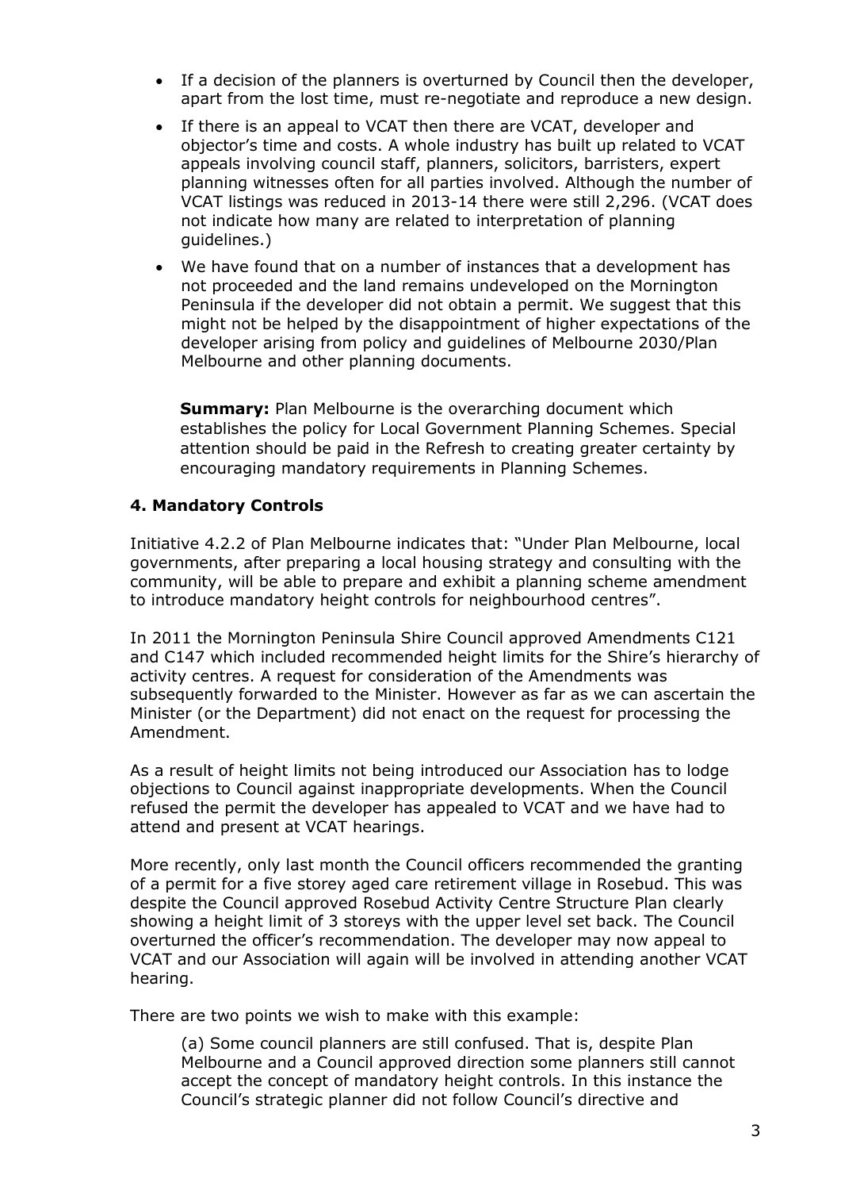- If a decision of the planners is overturned by Council then the developer, apart from the lost time, must re-negotiate and reproduce a new design.
- If there is an appeal to VCAT then there are VCAT, developer and objector's time and costs. A whole industry has built up related to VCAT appeals involving council staff, planners, solicitors, barristers, expert planning witnesses often for all parties involved. Although the number of VCAT listings was reduced in 2013-14 there were still 2,296. (VCAT does not indicate how many are related to interpretation of planning guidelines.)
- We have found that on a number of instances that a development has not proceeded and the land remains undeveloped on the Mornington Peninsula if the developer did not obtain a permit. We suggest that this might not be helped by the disappointment of higher expectations of the developer arising from policy and guidelines of Melbourne 2030/Plan Melbourne and other planning documents.

**Summary:** Plan Melbourne is the overarching document which establishes the policy for Local Government Planning Schemes. Special attention should be paid in the Refresh to creating greater certainty by encouraging mandatory requirements in Planning Schemes.

### 4. Mandatory Controls

Initiative 4.2.2 of Plan Melbourne indicates that: "Under Plan Melbourne, local governments, after preparing a local housing strategy and consulting with the community, will be able to prepare and exhibit a planning scheme amendment to introduce mandatory height controls for neighbourhood centres".

In 2011 the Mornington Peninsula Shire Council approved Amendments C121 and C147 which included recommended height limits for the Shire's hierarchy of activity centres. A request for consideration of the Amendments was subsequently forwarded to the Minister. However as far as we can ascertain the Minister (or the Department) did not enact on the request for processing the Amendment.

As a result of height limits not being introduced our Association has to lodge objections to Council against inappropriate developments. When the Council refused the permit the developer has appealed to VCAT and we have had to attend and present at VCAT hearings.

More recently, only last month the Council officers recommended the granting of a permit for a five storey aged care retirement village in Rosebud. This was despite the Council approved Rosebud Activity Centre Structure Plan clearly showing a height limit of 3 storeys with the upper level set back. The Council overturned the officer's recommendation. The developer may now appeal to VCAT and our Association will again will be involved in attending another VCAT hearing.

There are two points we wish to make with this example:

(a) Some council planners are still confused. That is, despite Plan Melbourne and a Council approved direction some planners still cannot accept the concept of mandatory height controls. In this instance the Council's strategic planner did not follow Council's directive and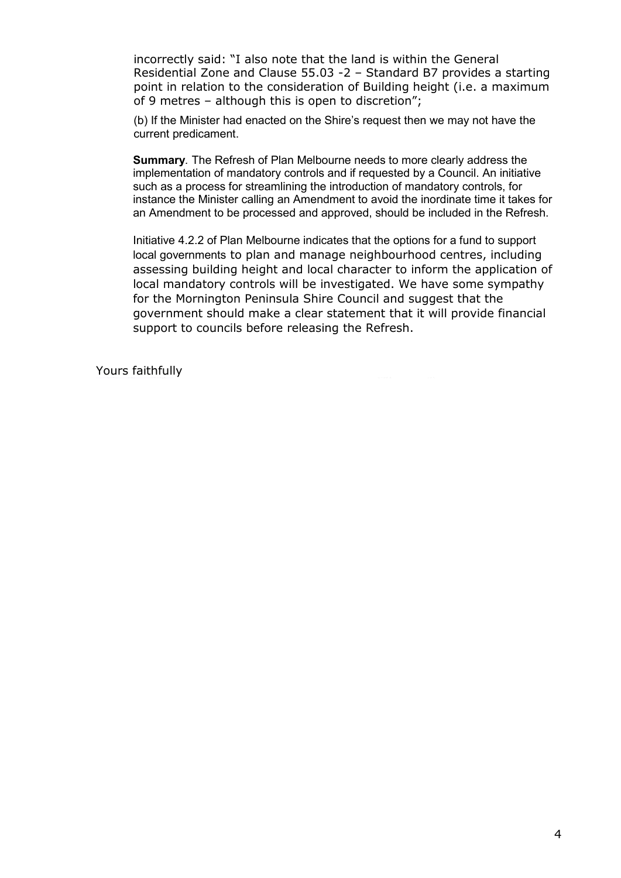incorrectly said: "I also note that the land is within the General Residential Zone and Clause 55.03 -2 – Standard B7 provides a starting point in relation to the consideration of Building height (i.e. a maximum of 9 metres – although this is open to discretion";

(b) If the Minister had enacted on the Shire's request then we may not have the current predicament.

**Summary**. The Refresh of Plan Melbourne needs to more clearly address the implementation of mandatory controls and if requested by a Council. An initiative such as a process for streamlining the introduction of mandatory controls, for instance the Minister calling an Amendment to avoid the inordinate time it takes for an Amendment to be processed and approved, should be included in the Refresh.

Initiative 4.2.2 of Plan Melbourne indicates that the options for a fund to support local governments to plan and manage neighbourhood centres, including assessing building height and local character to inform the application of local mandatory controls will be investigated. We have some sympathy for the Mornington Peninsula Shire Council and suggest that the government should make a clear statement that it will provide financial support to councils before releasing the Refresh.

Yours faithfully